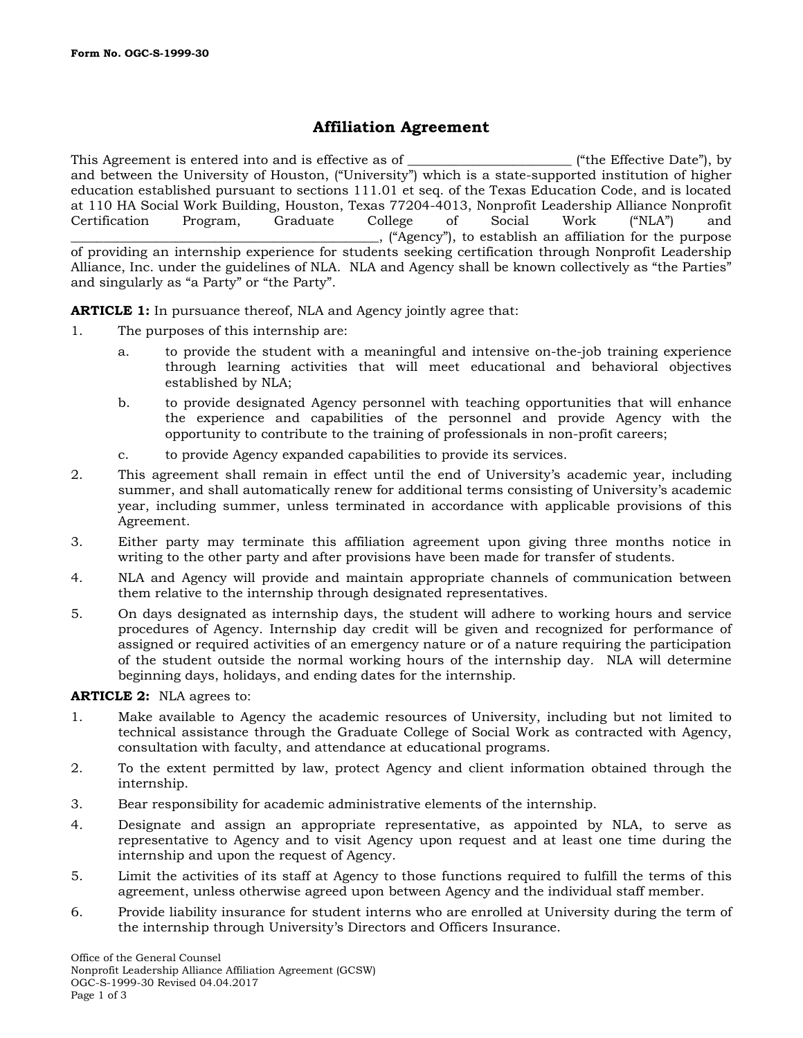Form No. OGC-S-1999-30

## Affiliation Agreement

This Agreement is entered into and is effective as of ________________________ ("the Effective Date"), by and between the University of Houston, ("University") which is a state-supported institution of higher education established pursuant to sections 111.01 et seq. of the Texas Education Code, and is located at 110 HA Social Work Building, Houston, Texas 77204-4013, Nonprofit Leadership Alliance Nonprofit Certification Program, Graduate College of Social Work ("NLA") and ____________________________________________, ("Agency"), to establish an affiliation for the purpose of providing an internship experience for students seeking certification through Nonprofit Leadership Alliance, Inc. under the guidelines of NLA. NLA and Agency shall be known collectively as "the Parties" and singularly as "a Party" or "the Party".

**ARTICLE 1:** In pursuance thereof, NLA and Agency jointly agree that:

1. The purposes of this internship are:
   a. to provide the student with a meaningful and intensive on-the-job training experience through learning activities that will meet educational and behavioral objectives established by NLA;
   b. to provide designated Agency personnel with teaching opportunities that will enhance the experience and capabilities of the personnel and provide Agency with the opportunity to contribute to the training of professionals in non-profit careers;
   c. to provide Agency expanded capabilities to provide its services.
2. This agreement shall remain in effect until the end of University's academic year, including summer, and shall automatically renew for additional terms consisting of University's academic year, including summer, unless terminated in accordance with applicable provisions of this Agreement.
3. Either party may terminate this affiliation agreement upon giving three months notice in writing to the other party and after provisions have been made for transfer of students.
4. NLA and Agency will provide and maintain appropriate channels of communication between them relative to the internship through designated representatives.
5. On days designated as internship days, the student will adhere to working hours and service procedures of Agency. Internship day credit will be given and recognized for performance of assigned or required activities of an emergency nature or of a nature requiring the participation of the student outside the normal working hours of the internship day. NLA will determine beginning days, holidays, and ending dates for the internship.

**ARTICLE 2:** NLA agrees to:

1. Make available to Agency the academic resources of University, including but not limited to technical assistance through the Graduate College of Social Work as contracted with Agency, consultation with faculty, and attendance at educational programs.
2. To the extent permitted by law, protect Agency and client information obtained through the internship.
3. Bear responsibility for academic administrative elements of the internship.
4. Designate and assign an appropriate representative, as appointed by NLA, to serve as representative to Agency and to visit Agency upon request and at least one time during the internship and upon the request of Agency.
5. Limit the activities of its staff at Agency to those functions required to fulfill the terms of this agreement, unless otherwise agreed upon between Agency and the individual staff member.
6. Provide liability insurance for student interns who are enrolled at University during the term of the internship through University's Directors and Officers Insurance.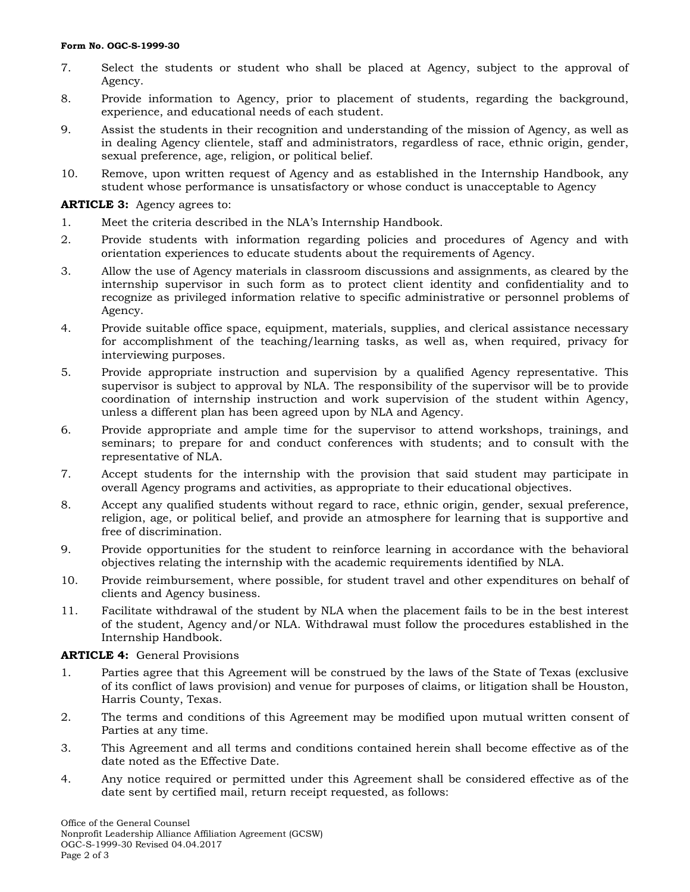7. Select the students or student who shall be placed at Agency, subject to the approval of Agency.
8. Provide information to Agency, prior to placement of students, regarding the background, experience, and educational needs of each student.
9. Assist the students in their recognition and understanding of the mission of Agency, as well as in dealing Agency clientele, staff and administrators, regardless of race, ethnic origin, gender, sexual preference, age, religion, or political belief.
10. Remove, upon written request of Agency and as established in the Internship Handbook, any student whose performance is unsatisfactory or whose conduct is unacceptable to Agency

**ARTICLE 3:** Agency agrees to:

1. Meet the criteria described in the NLA's Internship Handbook.
2. Provide students with information regarding policies and procedures of Agency and with orientation experiences to educate students about the requirements of Agency.
3. Allow the use of Agency materials in classroom discussions and assignments, as cleared by the internship supervisor in such form as to protect client identity and confidentiality and to recognize as privileged information relative to specific administrative or personnel problems of Agency.
4. Provide suitable office space, equipment, materials, supplies, and clerical assistance necessary for accomplishment of the teaching/learning tasks, as well as, when required, privacy for interviewing purposes.
5. Provide appropriate instruction and supervision by a qualified Agency representative. This supervisor is subject to approval by NLA. The responsibility of the supervisor will be to provide coordination of internship instruction and work supervision of the student within Agency, unless a different plan has been agreed upon by NLA and Agency.
6. Provide appropriate and ample time for the supervisor to attend workshops, trainings, and seminars; to prepare for and conduct conferences with students; and to consult with the representative of NLA.
7. Accept students for the internship with the provision that said student may participate in overall Agency programs and activities, as appropriate to their educational objectives.
8. Accept any qualified students without regard to race, ethnic origin, gender, sexual preference, religion, age, or political belief, and provide an atmosphere for learning that is supportive and free of discrimination.
9. Provide opportunities for the student to reinforce learning in accordance with the behavioral objectives relating the internship with the academic requirements identified by NLA.
10. Provide reimbursement, where possible, for student travel and other expenditures on behalf of clients and Agency business.
11. Facilitate withdrawal of the student by NLA when the placement fails to be in the best interest of the student, Agency and/or NLA. Withdrawal must follow the procedures established in the Internship Handbook.

**ARTICLE 4:** General Provisions

1. Parties agree that this Agreement will be construed by the laws of the State of Texas (exclusive of its conflict of laws provision) and venue for purposes of claims, or litigation shall be Houston, Harris County, Texas.
2. The terms and conditions of this Agreement may be modified upon mutual written consent of Parties at any time.
3. This Agreement and all terms and conditions contained herein shall become effective as of the date noted as the Effective Date.
4. Any notice required or permitted under this Agreement shall be considered effective as of the date sent by certified mail, return receipt requested, as follows: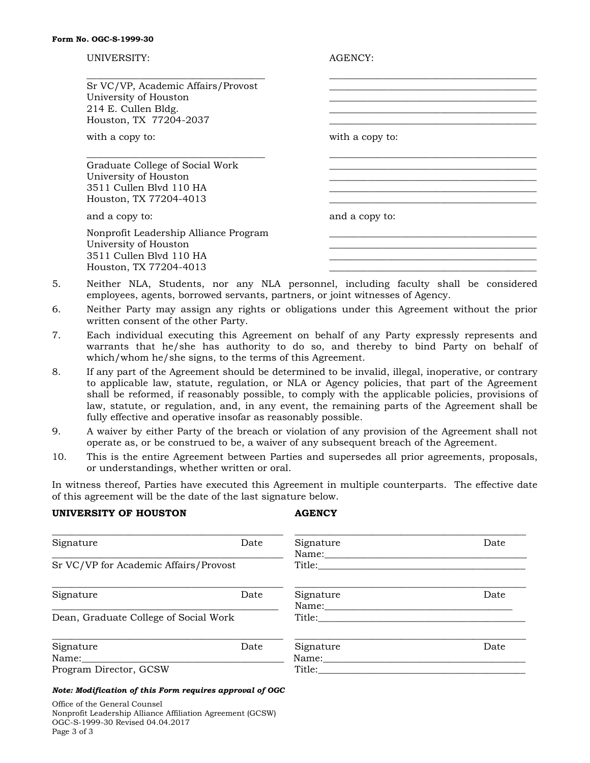Form No. OGC-S-1999-30

| UNIVERSITY: | AGENCY: |
|---|---|
| \_\_\_\_\_\_\_\_\_\_\_\_\_\_\_\_\_\_\_\_\_\_\_\_\_\_\_\_\_\_\_\_\_ | \_\_\_\_\_\_\_\_\_\_\_\_\_\_\_\_\_\_\_\_\_\_\_\_\_\_\_\_\_\_\_\_\_\_\_\_\_\_ |
| Sr VC/VP, Academic Affairs/Provost | \_\_\_\_\_\_\_\_\_\_\_\_\_\_\_\_\_\_\_\_\_\_\_\_\_\_\_\_\_\_\_\_\_\_\_\_\_\_ |
| University of Houston | \_\_\_\_\_\_\_\_\_\_\_\_\_\_\_\_\_\_\_\_\_\_\_\_\_\_\_\_\_\_\_\_\_\_\_\_\_\_ |
| 214 E. Cullen Bldg. | \_\_\_\_\_\_\_\_\_\_\_\_\_\_\_\_\_\_\_\_\_\_\_\_\_\_\_\_\_\_\_\_\_\_\_\_\_\_ |
| Houston, TX 77204-2037 | \_\_\_\_\_\_\_\_\_\_\_\_\_\_\_\_\_\_\_\_\_\_\_\_\_\_\_\_\_\_\_\_\_\_\_\_\_\_ |
| with a copy to: | with a copy to: |
| \_\_\_\_\_\_\_\_\_\_\_\_\_\_\_\_\_\_\_\_\_\_\_\_\_\_\_\_\_\_\_\_\_ | \_\_\_\_\_\_\_\_\_\_\_\_\_\_\_\_\_\_\_\_\_\_\_\_\_\_\_\_\_\_\_\_\_\_\_\_\_\_ |
| Graduate College of Social Work | \_\_\_\_\_\_\_\_\_\_\_\_\_\_\_\_\_\_\_\_\_\_\_\_\_\_\_\_\_\_\_\_\_\_\_\_\_\_ |
| University of Houston | \_\_\_\_\_\_\_\_\_\_\_\_\_\_\_\_\_\_\_\_\_\_\_\_\_\_\_\_\_\_\_\_\_\_\_\_\_\_ |
| 3511 Cullen Blvd 110 HA | \_\_\_\_\_\_\_\_\_\_\_\_\_\_\_\_\_\_\_\_\_\_\_\_\_\_\_\_\_\_\_\_\_\_\_\_\_\_ |
| Houston, TX 77204-4013 | \_\_\_\_\_\_\_\_\_\_\_\_\_\_\_\_\_\_\_\_\_\_\_\_\_\_\_\_\_\_\_\_\_\_\_\_\_\_ |
| and a copy to: | and a copy to: |
| Nonprofit Leadership Alliance Program | \_\_\_\_\_\_\_\_\_\_\_\_\_\_\_\_\_\_\_\_\_\_\_\_\_\_\_\_\_\_\_\_\_\_\_\_\_\_ |
| University of Houston | \_\_\_\_\_\_\_\_\_\_\_\_\_\_\_\_\_\_\_\_\_\_\_\_\_\_\_\_\_\_\_\_\_\_\_\_\_\_ |
| 3511 Cullen Blvd 110 HA | \_\_\_\_\_\_\_\_\_\_\_\_\_\_\_\_\_\_\_\_\_\_\_\_\_\_\_\_\_\_\_\_\_\_\_\_\_\_ |
| Houston, TX 77204-4013 | \_\_\_\_\_\_\_\_\_\_\_\_\_\_\_\_\_\_\_\_\_\_\_\_\_\_\_\_\_\_\_\_\_\_\_\_\_\_ |

5. Neither NLA, Students, nor any NLA personnel, including faculty shall be considered employees, agents, borrowed servants, partners, or joint witnesses of Agency.
6. Neither Party may assign any rights or obligations under this Agreement without the prior written consent of the other Party.
7. Each individual executing this Agreement on behalf of any Party expressly represents and warrants that he/she has authority to do so, and thereby to bind Party on behalf of which/whom he/she signs, to the terms of this Agreement.
8. If any part of the Agreement should be determined to be invalid, illegal, inoperative, or contrary to applicable law, statute, regulation, or NLA or Agency policies, that part of the Agreement shall be reformed, if reasonably possible, to comply with the applicable policies, provisions of law, statute, or regulation, and, in any event, the remaining parts of the Agreement shall be fully effective and operative insofar as reasonably possible.
9. A waiver by either Party of the breach or violation of any provision of the Agreement shall not operate as, or be construed to be, a waiver of any subsequent breach of the Agreement.
10. This is the entire Agreement between Parties and supersedes all prior agreements, proposals, or understandings, whether written or oral.

In witness thereof, Parties have executed this Agreement in multiple counterparts. The effective date of this agreement will be the date of the last signature below.

| **UNIVERSITY OF HOUSTON** | | **AGENCY** | |
|---|---|---|---|
| Signature | Date | Signature | Date |
| Sr VC/VP for Academic Affairs/Provost | | Name:\_\_\_\_\_\_\_\_\_\_\_\_\_\_\_\_\_\_\_\_\_\_ | |
| | | Title:\_\_\_\_\_\_\_\_\_\_\_\_\_\_\_\_\_\_\_\_\_\_ | |
| Signature | Date | Signature | Date |
| Dean, Graduate College of Social Work | | Name:\_\_\_\_\_\_\_\_\_\_\_\_\_\_\_\_\_\_\_\_\_\_ | |
| | | Title:\_\_\_\_\_\_\_\_\_\_\_\_\_\_\_\_\_\_\_\_\_\_ | |
| Signature | Date | Signature | Date |
| Name:\_\_\_\_\_\_\_\_\_\_\_\_\_\_\_\_\_\_\_\_\_\_ | | Name:\_\_\_\_\_\_\_\_\_\_\_\_\_\_\_\_\_\_\_\_\_\_ | |
| Program Director, GCSW | | Title:\_\_\_\_\_\_\_\_\_\_\_\_\_\_\_\_\_\_\_\_\_\_ | |

***Note: Modification of this Form requires approval of OGC***

Office of the General Counsel
Nonprofit Leadership Alliance Affiliation Agreement (GCSW)
OGC-S-1999-30 Revised 04.04.2017